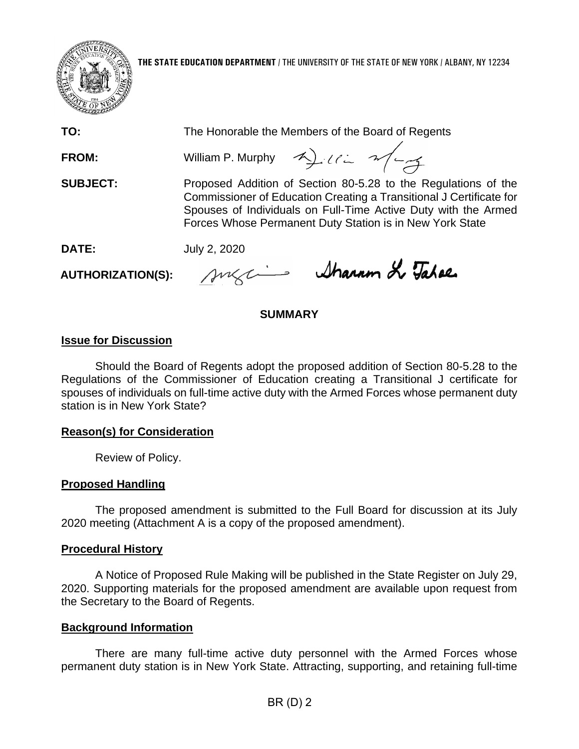**THE STATE EDUCATION DEPARTMENT** / THE UNIVERSITY OF THE STATE OF NEW YORK / ALBANY, NY 12234

**TO:** The Honorable the Members of the Board of Regents

**FROM:** William P. Murphy

**SUBJECT:** Proposed Addition of Section 80-5.28 to the Regulations of the Commissioner of Education Creating a Transitional J Certificate for Spouses of Individuals on Full-Time Active Duty with the Armed Forces Whose Permanent Duty Station is in New York State

**DATE:** July 2, 2020

**AUTHORIZATION(S):**

## SUMMARY

### Issue for Discussion

Should the Board of Regents adopt the proposed addition of Section 80-5.28 to the Regulations of the Commissioner of Education creating a Transitional J certificate for spouses of individuals on full-time active duty with the Armed Forces whose permanent duty station is in New York State?

### Reason(s) for Consideration

Review of Policy.

### Proposed Handling

The proposed amendment is submitted to the Full Board for discussion at its July 2020 meeting (Attachment A is a copy of the proposed amendment).

### Procedural History

A Notice of Proposed Rule Making will be published in the State Register on July 29, 2020. Supporting materials for the proposed amendment are available upon request from the Secretary to the Board of Regents.

### Background Information

There are many full-time active duty personnel with the Armed Forces whose permanent duty station is in New York State. Attracting, supporting, and retaining full-time

BR (D) 2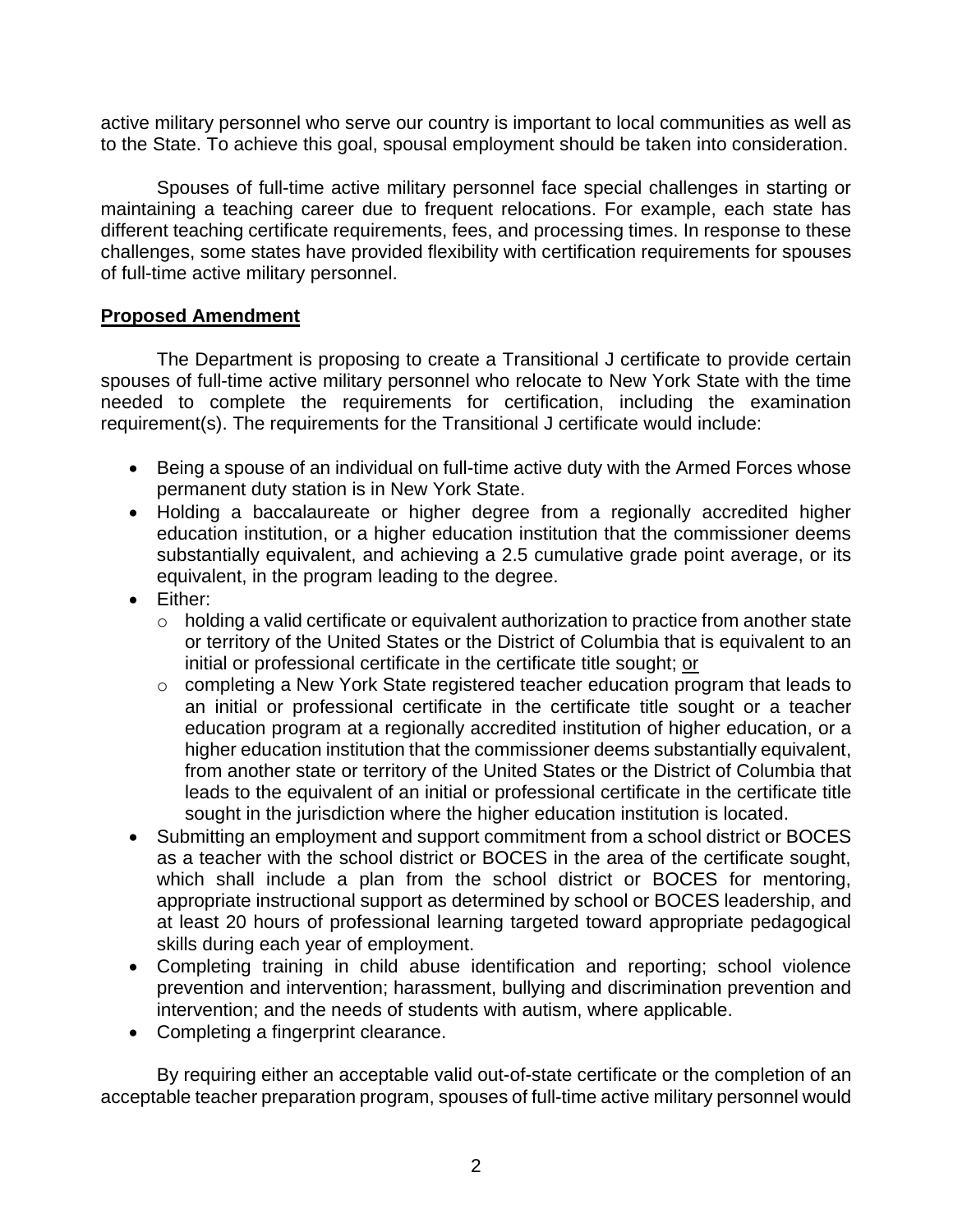active military personnel who serve our country is important to local communities as well as to the State. To achieve this goal, spousal employment should be taken into consideration.

Spouses of full-time active military personnel face special challenges in starting or maintaining a teaching career due to frequent relocations. For example, each state has different teaching certificate requirements, fees, and processing times. In response to these challenges, some states have provided flexibility with certification requirements for spouses of full-time active military personnel.

## Proposed Amendment

The Department is proposing to create a Transitional J certificate to provide certain spouses of full-time active military personnel who relocate to New York State with the time needed to complete the requirements for certification, including the examination requirement(s). The requirements for the Transitional J certificate would include:

- Being a spouse of an individual on full-time active duty with the Armed Forces whose permanent duty station is in New York State.
- Holding a baccalaureate or higher degree from a regionally accredited higher education institution, or a higher education institution that the commissioner deems substantially equivalent, and achieving a 2.5 cumulative grade point average, or its equivalent, in the program leading to the degree.
- Either:
  - holding a valid certificate or equivalent authorization to practice from another state or territory of the United States or the District of Columbia that is equivalent to an initial or professional certificate in the certificate title sought; or
  - completing a New York State registered teacher education program that leads to an initial or professional certificate in the certificate title sought or a teacher education program at a regionally accredited institution of higher education, or a higher education institution that the commissioner deems substantially equivalent, from another state or territory of the United States or the District of Columbia that leads to the equivalent of an initial or professional certificate in the certificate title sought in the jurisdiction where the higher education institution is located.
- Submitting an employment and support commitment from a school district or BOCES as a teacher with the school district or BOCES in the area of the certificate sought, which shall include a plan from the school district or BOCES for mentoring, appropriate instructional support as determined by school or BOCES leadership, and at least 20 hours of professional learning targeted toward appropriate pedagogical skills during each year of employment.
- Completing training in child abuse identification and reporting; school violence prevention and intervention; harassment, bullying and discrimination prevention and intervention; and the needs of students with autism, where applicable.
- Completing a fingerprint clearance.

By requiring either an acceptable valid out-of-state certificate or the completion of an acceptable teacher preparation program, spouses of full-time active military personnel would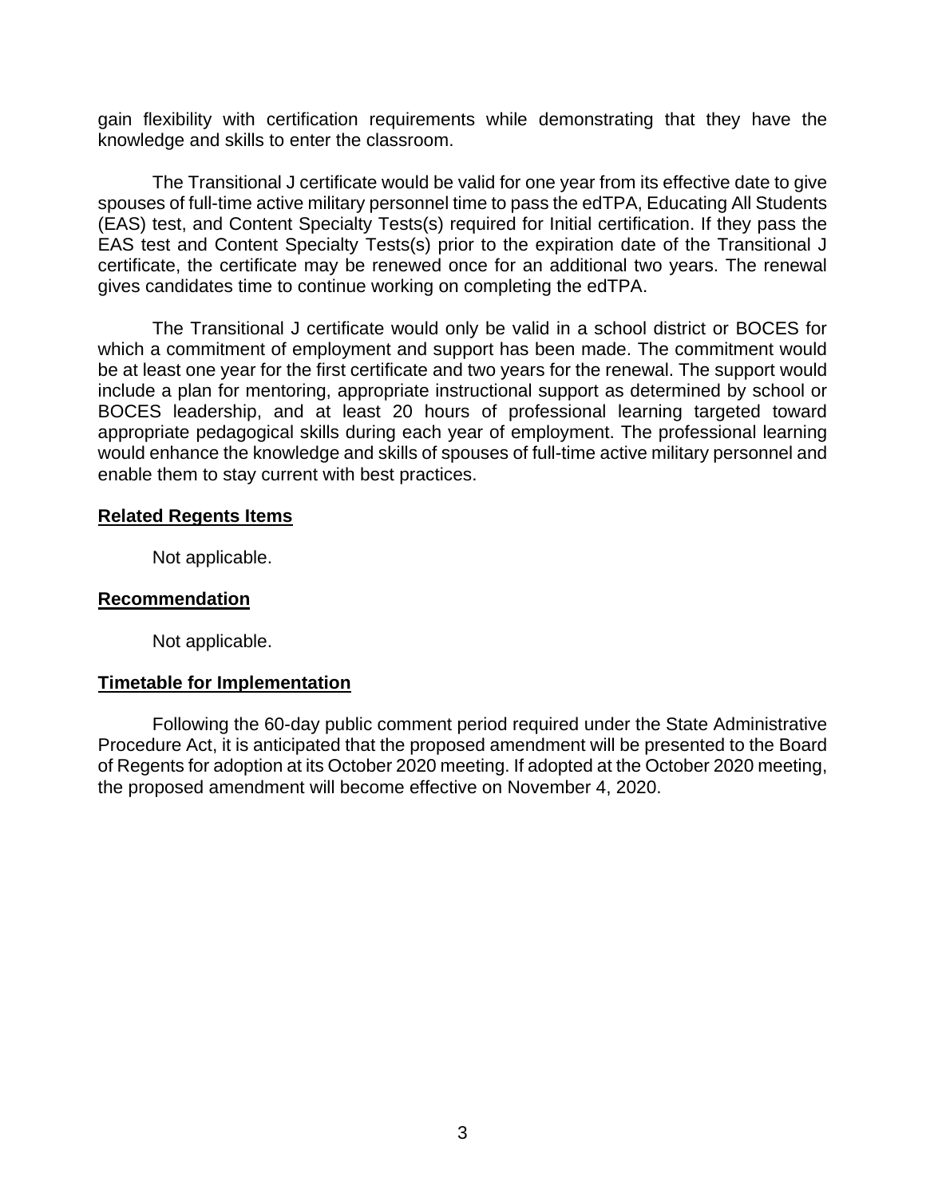gain flexibility with certification requirements while demonstrating that they have the knowledge and skills to enter the classroom.

The Transitional J certificate would be valid for one year from its effective date to give spouses of full-time active military personnel time to pass the edTPA, Educating All Students (EAS) test, and Content Specialty Tests(s) required for Initial certification. If they pass the EAS test and Content Specialty Tests(s) prior to the expiration date of the Transitional J certificate, the certificate may be renewed once for an additional two years. The renewal gives candidates time to continue working on completing the edTPA.

The Transitional J certificate would only be valid in a school district or BOCES for which a commitment of employment and support has been made. The commitment would be at least one year for the first certificate and two years for the renewal. The support would include a plan for mentoring, appropriate instructional support as determined by school or BOCES leadership, and at least 20 hours of professional learning targeted toward appropriate pedagogical skills during each year of employment. The professional learning would enhance the knowledge and skills of spouses of full-time active military personnel and enable them to stay current with best practices.

**Related Regents Items**

Not applicable.

**Recommendation**

Not applicable.

**Timetable for Implementation**

Following the 60-day public comment period required under the State Administrative Procedure Act, it is anticipated that the proposed amendment will be presented to the Board of Regents for adoption at its October 2020 meeting. If adopted at the October 2020 meeting, the proposed amendment will become effective on November 4, 2020.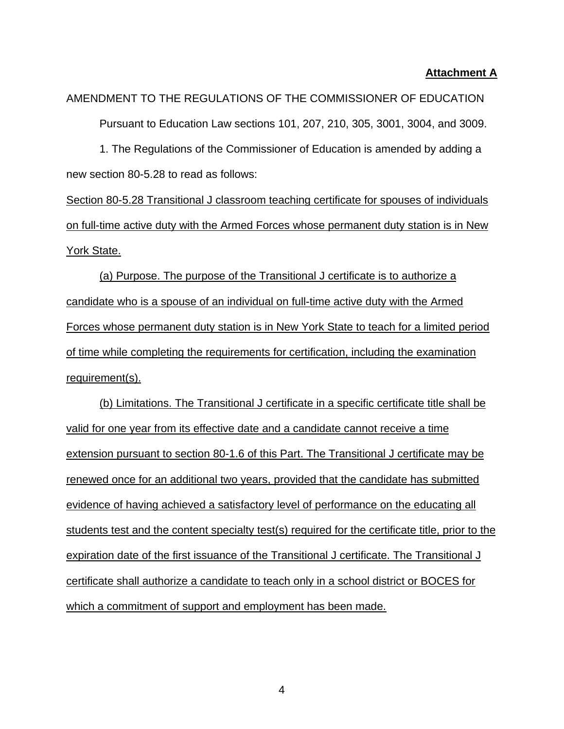**Attachment A**

AMENDMENT TO THE REGULATIONS OF THE COMMISSIONER OF EDUCATION

Pursuant to Education Law sections 101, 207, 210, 305, 3001, 3004, and 3009.

1. The Regulations of the Commissioner of Education is amended by adding a new section 80-5.28 to read as follows:

<u>Section 80-5.28 Transitional J classroom teaching certificate for spouses of individuals on full-time active duty with the Armed Forces whose permanent duty station is in New York State.</u>

<u>(a) Purpose. The purpose of the Transitional J certificate is to authorize a candidate who is a spouse of an individual on full-time active duty with the Armed Forces whose permanent duty station is in New York State to teach for a limited period of time while completing the requirements for certification, including the examination requirement(s).</u>

<u>(b) Limitations. The Transitional J certificate in a specific certificate title shall be valid for one year from its effective date and a candidate cannot receive a time extension pursuant to section 80-1.6 of this Part. The Transitional J certificate may be renewed once for an additional two years, provided that the candidate has submitted evidence of having achieved a satisfactory level of performance on the educating all students test and the content specialty test(s) required for the certificate title, prior to the expiration date of the first issuance of the Transitional J certificate. The Transitional J certificate shall authorize a candidate to teach only in a school district or BOCES for which a commitment of support and employment has been made.</u>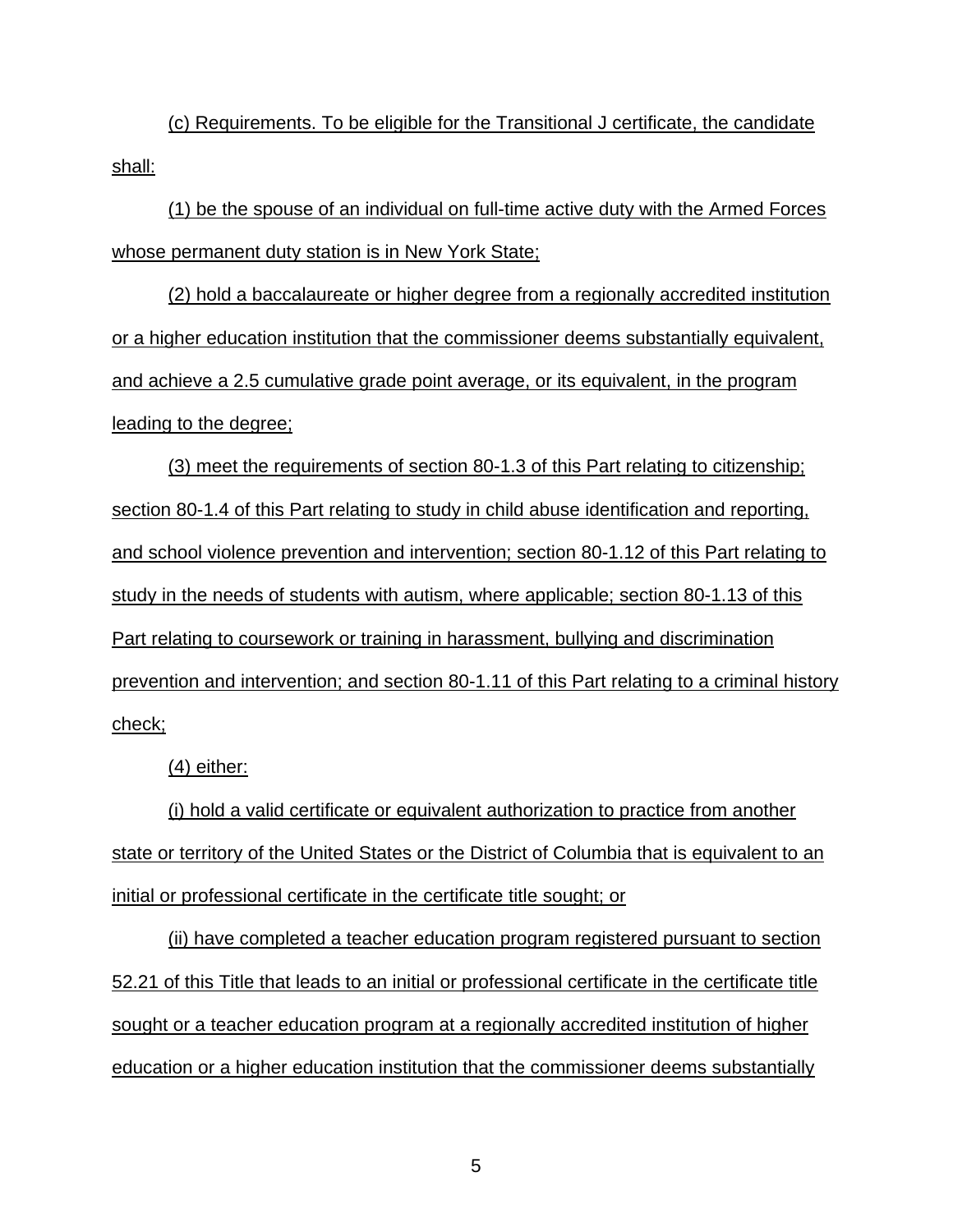(c) Requirements. To be eligible for the Transitional J certificate, the candidate shall:

(1) be the spouse of an individual on full-time active duty with the Armed Forces whose permanent duty station is in New York State;

(2) hold a baccalaureate or higher degree from a regionally accredited institution or a higher education institution that the commissioner deems substantially equivalent, and achieve a 2.5 cumulative grade point average, or its equivalent, in the program leading to the degree;

(3) meet the requirements of section 80-1.3 of this Part relating to citizenship; section 80-1.4 of this Part relating to study in child abuse identification and reporting, and school violence prevention and intervention; section 80-1.12 of this Part relating to study in the needs of students with autism, where applicable; section 80-1.13 of this Part relating to coursework or training in harassment, bullying and discrimination prevention and intervention; and section 80-1.11 of this Part relating to a criminal history check;

(4) either:

(i) hold a valid certificate or equivalent authorization to practice from another state or territory of the United States or the District of Columbia that is equivalent to an initial or professional certificate in the certificate title sought; or

(ii) have completed a teacher education program registered pursuant to section 52.21 of this Title that leads to an initial or professional certificate in the certificate title sought or a teacher education program at a regionally accredited institution of higher education or a higher education institution that the commissioner deems substantially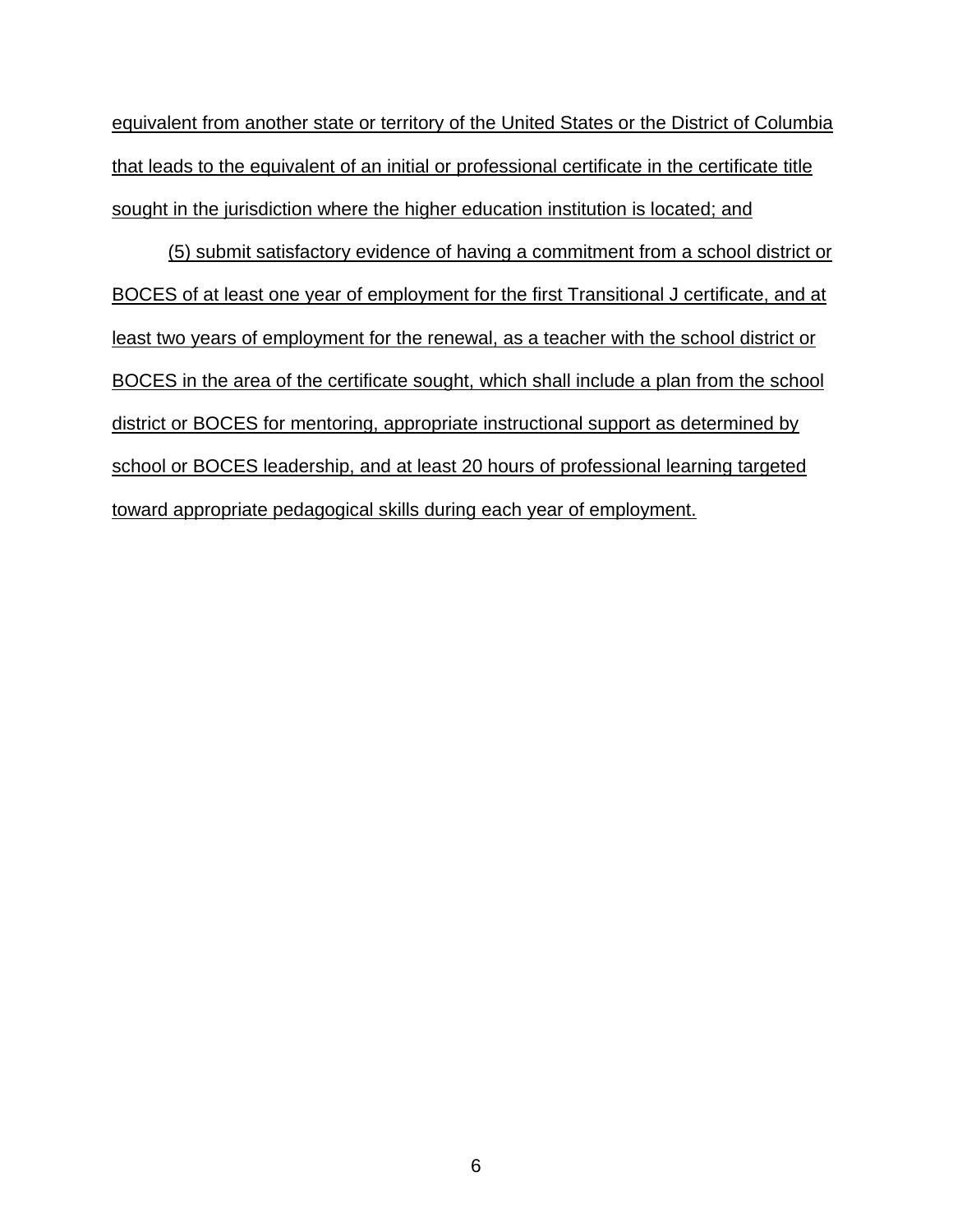equivalent from another state or territory of the United States or the District of Columbia that leads to the equivalent of an initial or professional certificate in the certificate title sought in the jurisdiction where the higher education institution is located; and

(5) submit satisfactory evidence of having a commitment from a school district or BOCES of at least one year of employment for the first Transitional J certificate, and at least two years of employment for the renewal, as a teacher with the school district or BOCES in the area of the certificate sought, which shall include a plan from the school district or BOCES for mentoring, appropriate instructional support as determined by school or BOCES leadership, and at least 20 hours of professional learning targeted toward appropriate pedagogical skills during each year of employment.